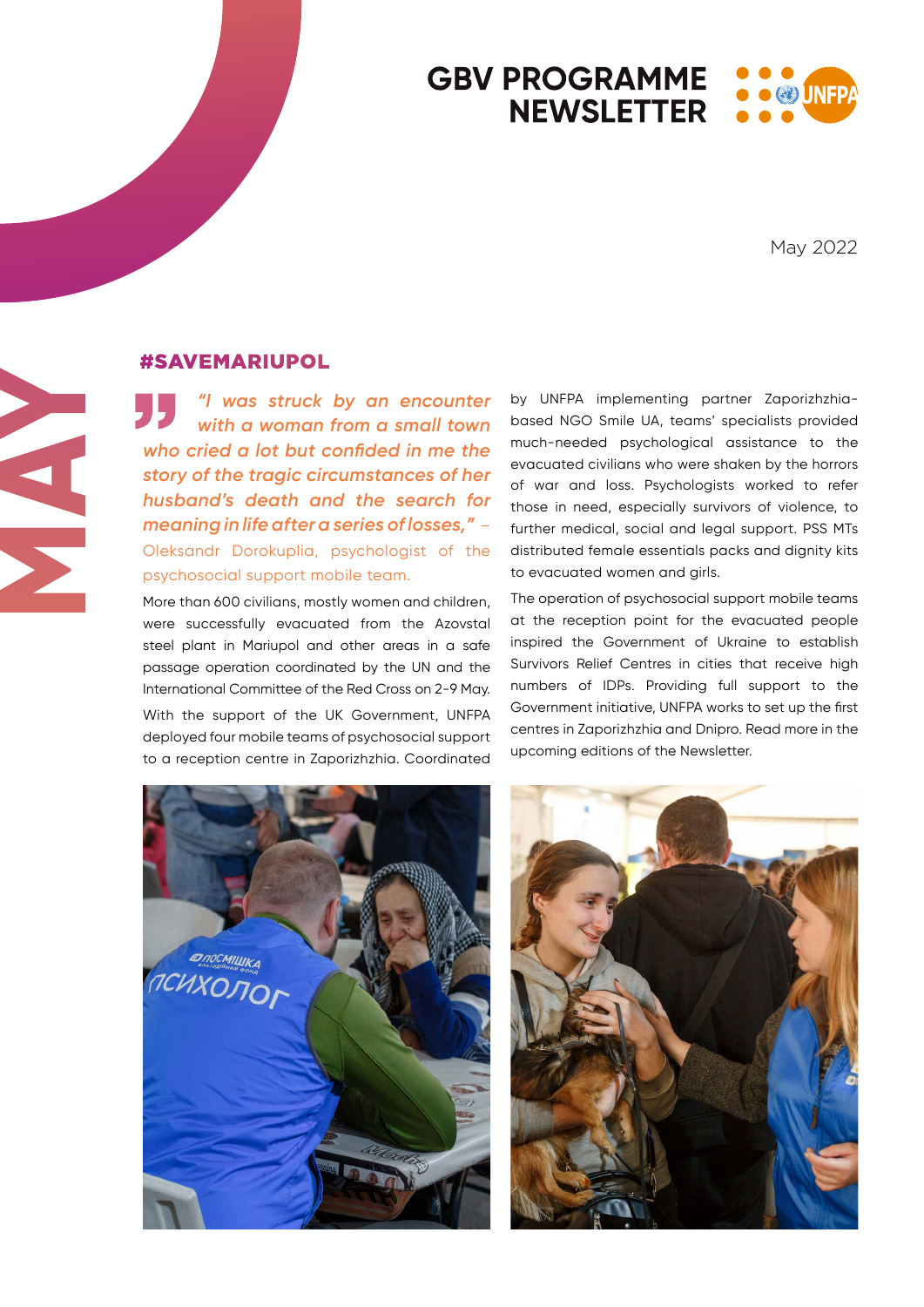# GBV PROGRAMME NEWSLETTER

May 2022

MAY

## #SAVEMARIUPOL

*"I was struck by an encounter with a woman from a small town who cried a lot but confided in me the story of the tragic circumstances of her husband's death and the search for meaning in life after a series of losses,"* – Oleksandr Dorokuplia, psychologist of the psychosocial support mobile team.

More than 600 civilians, mostly women and children, were successfully evacuated from the Azovstal steel plant in Mariupol and other areas in a safe passage operation coordinated by the UN and the International Committee of the Red Cross on 2-9 May.

With the support of the UK Government, UNFPA deployed four mobile teams of psychosocial support to a reception centre in Zaporizhzhia. Coordinated by UNFPA implementing partner Zaporizhzhia-based NGO Smile UA, teams' specialists provided much-needed psychological assistance to the evacuated civilians who were shaken by the horrors of war and loss. Psychologists worked to refer those in need, especially survivors of violence, to further medical, social and legal support. PSS MTs distributed female essentials packs and dignity kits to evacuated women and girls.

The operation of psychosocial support mobile teams at the reception point for the evacuated people inspired the Government of Ukraine to establish Survivors Relief Centres in cities that receive high numbers of IDPs. Providing full support to the Government initiative, UNFPA works to set up the first centres in Zaporizhzhia and Dnipro. Read more in the upcoming editions of the Newsletter.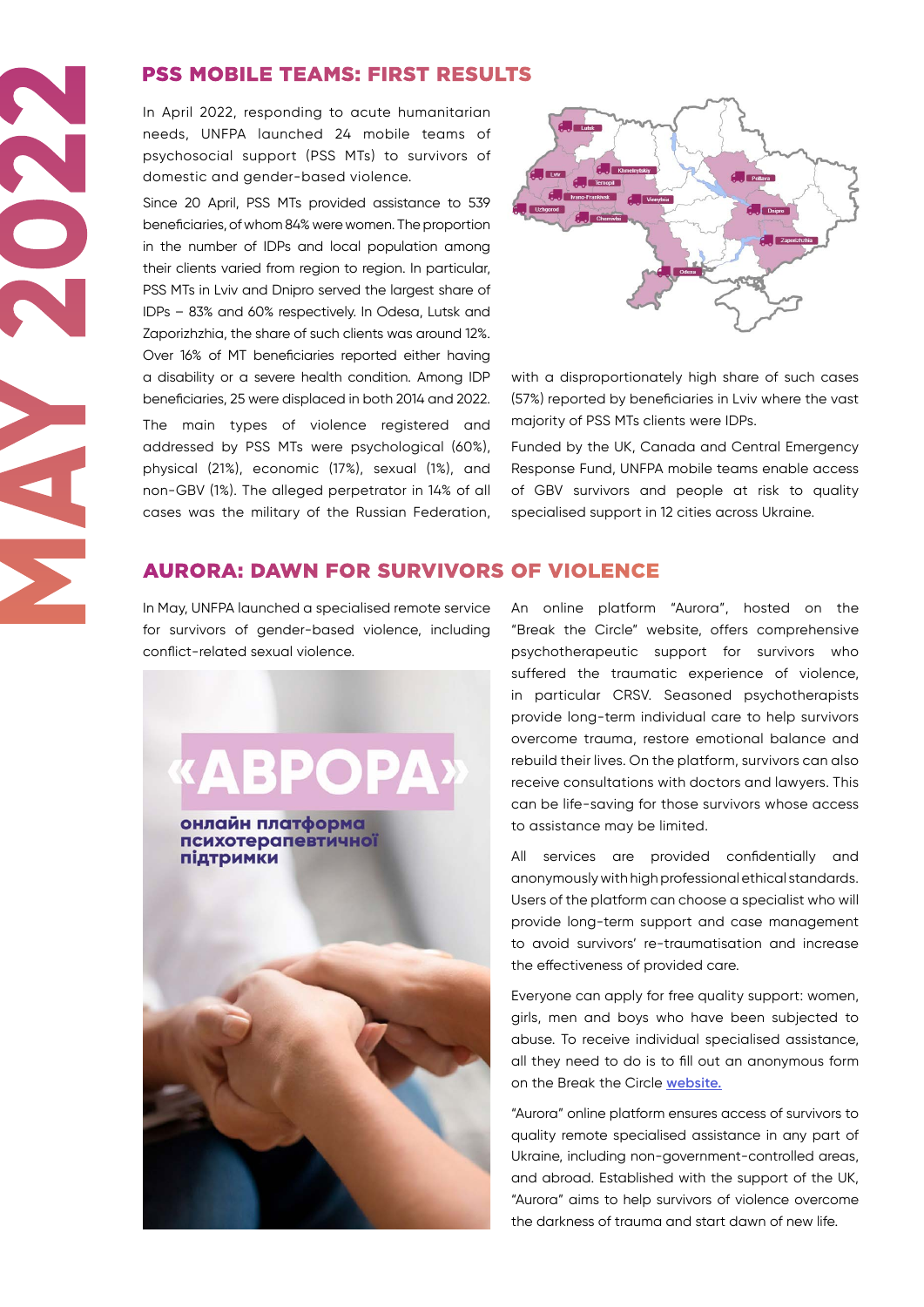## PSS MOBILE TEAMS: FIRST RESULTS

In April 2022, responding to acute humanitarian needs, UNFPA launched 24 mobile teams of psychosocial support (PSS MTs) to survivors of domestic and gender-based violence.

Since 20 April, PSS MTs provided assistance to 539 beneficiaries, of whom 84% were women. The proportion in the number of IDPs and local population among their clients varied from region to region. In particular, PSS MTs in Lviv and Dnipro served the largest share of IDPs – 83% and 60% respectively. In Odesa, Lutsk and Zaporizhzhia, the share of such clients was around 12%. Over 16% of MT beneficiaries reported either having a disability or a severe health condition. Among IDP beneficiaries, 25 were displaced in both 2014 and 2022.

The main types of violence registered and addressed by PSS MTs were psychological (60%), physical (21%), economic (17%), sexual (1%), and non-GBV (1%). The alleged perpetrator in 14% of all cases was the military of the Russian Federation, with a disproportionately high share of such cases (57%) reported by beneficiaries in Lviv where the vast majority of PSS MTs clients were IDPs.

Funded by the UK, Canada and Central Emergency Response Fund, UNFPA mobile teams enable access of GBV survivors and people at risk to quality specialised support in 12 cities across Ukraine.

## AURORA: DAWN FOR SURVIVORS OF VIOLENCE

In May, UNFPA launched a specialised remote service for survivors of gender-based violence, including conflict-related sexual violence.

An online platform "Aurora", hosted on the "Break the Circle" website, offers comprehensive psychotherapeutic support for survivors who suffered the traumatic experience of violence, in particular CRSV. Seasoned psychotherapists provide long-term individual care to help survivors overcome trauma, restore emotional balance and rebuild their lives. On the platform, survivors can also receive consultations with doctors and lawyers. This can be life-saving for those survivors whose access to assistance may be limited.

All services are provided confidentially and anonymously with high professional ethical standards. Users of the platform can choose a specialist who will provide long-term support and case management to avoid survivors' re-traumatisation and increase the effectiveness of provided care.

Everyone can apply for free quality support: women, girls, men and boys who have been subjected to abuse. To receive individual specialised assistance, all they need to do is to fill out an anonymous form on the Break the Circle website.

"Aurora" online platform ensures access of survivors to quality remote specialised assistance in any part of Ukraine, including non-government-controlled areas, and abroad. Established with the support of the UK, "Aurora" aims to help survivors of violence overcome the darkness of trauma and start dawn of new life.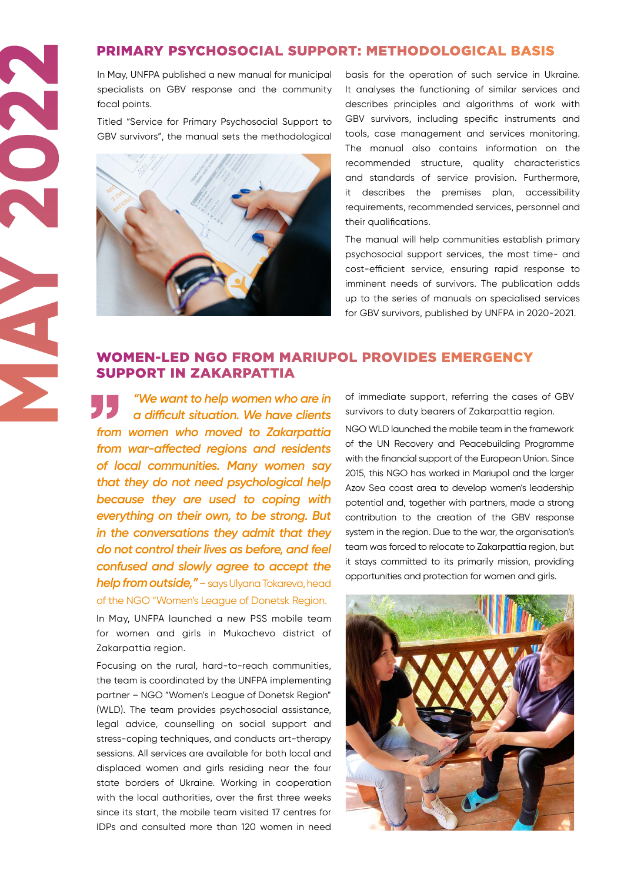MAY 2022

## PRIMARY PSYCHOSOCIAL SUPPORT: METHODOLOGICAL BASIS

In May, UNFPA published a new manual for municipal specialists on GBV response and the community focal points.

Titled "Service for Primary Psychosocial Support to GBV survivors", the manual sets the methodological basis for the operation of such service in Ukraine. It analyses the functioning of similar services and describes principles and algorithms of work with GBV survivors, including specific instruments and tools, case management and services monitoring. The manual also contains information on the recommended structure, quality characteristics and standards of service provision. Furthermore, it describes the premises plan, accessibility requirements, recommended services, personnel and their qualifications.

The manual will help communities establish primary psychosocial support services, the most time- and cost-efficient service, ensuring rapid response to imminent needs of survivors. The publication adds up to the series of manuals on specialised services for GBV survivors, published by UNFPA in 2020-2021.

## WOMEN-LED NGO FROM MARIUPOL PROVIDES EMERGENCY SUPPORT IN ZAKARPATTIA

***"We want to help women who are in a difficult situation. We have clients from women who moved to Zakarpattia from war-affected regions and residents of local communities. Many women say that they do not need psychological help because they are used to coping with everything on their own, to be strong. But in the conversations they admit that they do not control their lives as before, and feel confused and slowly agree to accept the help from outside,"*** – says Ulyana Tokareva, head of the NGO "Women's League of Donetsk Region.

In May, UNFPA launched a new PSS mobile team for women and girls in Mukachevo district of Zakarpattia region.

Focusing on the rural, hard-to-reach communities, the team is coordinated by the UNFPA implementing partner – NGO "Women's League of Donetsk Region" (WLD). The team provides psychosocial assistance, legal advice, counselling on social support and stress-coping techniques, and conducts art-therapy sessions. All services are available for both local and displaced women and girls residing near the four state borders of Ukraine. Working in cooperation with the local authorities, over the first three weeks since its start, the mobile team visited 17 centres for IDPs and consulted more than 120 women in need of immediate support, referring the cases of GBV survivors to duty bearers of Zakarpattia region.

NGO WLD launched the mobile team in the framework of the UN Recovery and Peacebuilding Programme with the financial support of the European Union. Since 2015, this NGO has worked in Mariupol and the larger Azov Sea coast area to develop women's leadership potential and, together with partners, made a strong contribution to the creation of the GBV response system in the region. Due to the war, the organisation's team was forced to relocate to Zakarpattia region, but it stays committed to its primarily mission, providing opportunities and protection for women and girls.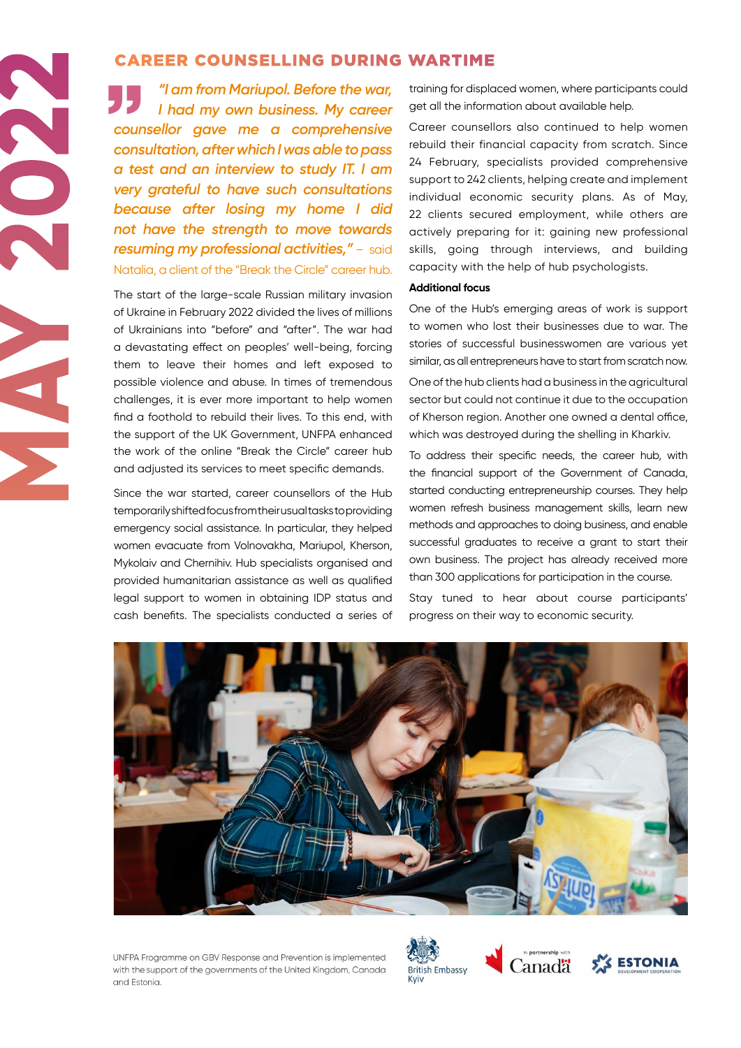MAY 2022

## CAREER COUNSELLING DURING WARTIME

*"I am from Mariupol. Before the war, I had my own business. My career counsellor gave me a comprehensive consultation, after which I was able to pass a test and an interview to study IT. I am very grateful to have such consultations because after losing my home I did not have the strength to move towards resuming my professional activities,"* – said Natalia, a client of the "Break the Circle" career hub.

The start of the large-scale Russian military invasion of Ukraine in February 2022 divided the lives of millions of Ukrainians into "before" and "after". The war had a devastating effect on peoples' well-being, forcing them to leave their homes and left exposed to possible violence and abuse. In times of tremendous challenges, it is ever more important to help women find a foothold to rebuild their lives. To this end, with the support of the UK Government, UNFPA enhanced the work of the online "Break the Circle" career hub and adjusted its services to meet specific demands.

Since the war started, career counsellors of the Hub temporarily shifted focus from their usual tasks to providing emergency social assistance. In particular, they helped women evacuate from Volnovakha, Mariupol, Kherson, Mykolaiv and Chernihiv. Hub specialists organised and provided humanitarian assistance as well as qualified legal support to women in obtaining IDP status and cash benefits. The specialists conducted a series of training for displaced women, where participants could get all the information about available help.

Career counsellors also continued to help women rebuild their financial capacity from scratch. Since 24 February, specialists provided comprehensive support to 242 clients, helping create and implement individual economic security plans. As of May, 22 clients secured employment, while others are actively preparing for it: gaining new professional skills, going through interviews, and building capacity with the help of hub psychologists.

**Additional focus**

One of the Hub's emerging areas of work is support to women who lost their businesses due to war. The stories of successful businesswomen are various yet similar, as all entrepreneurs have to start from scratch now.

One of the hub clients had a business in the agricultural sector but could not continue it due to the occupation of Kherson region. Another one owned a dental office, which was destroyed during the shelling in Kharkiv.

To address their specific needs, the career hub, with the financial support of the Government of Canada, started conducting entrepreneurship courses. They help women refresh business management skills, learn new methods and approaches to doing business, and enable successful graduates to receive a grant to start their own business. The project has already received more than 300 applications for participation in the course.

Stay tuned to hear about course participants' progress on their way to economic security.

UNFPA Programme on GBV Response and Prevention is implemented with the support of the governments of the United Kingdom, Canada and Estonia.

British Embassy Kyiv | In partnership with Canada | ESTONIA Development Cooperation